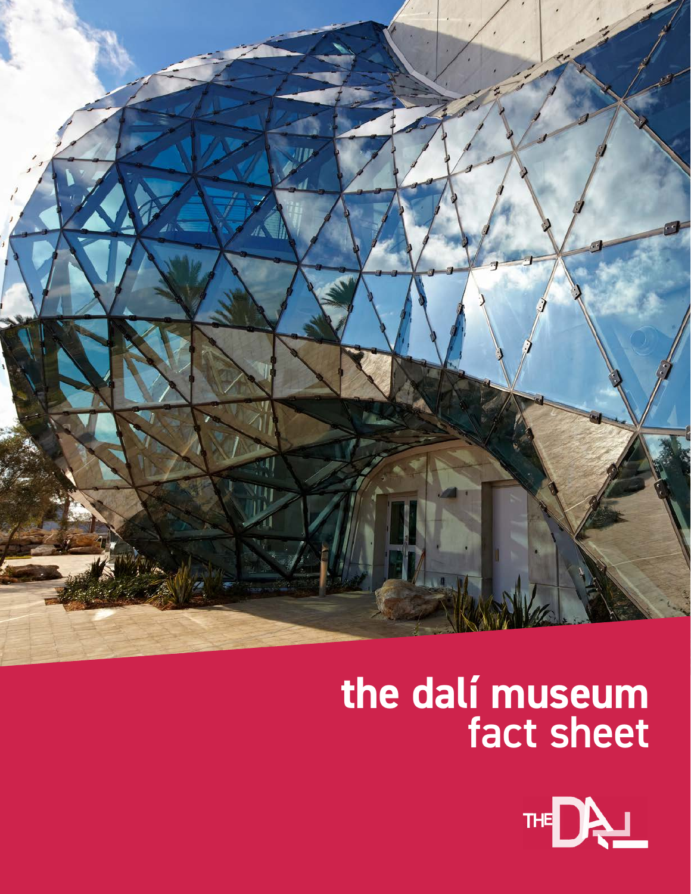# the dalí museum fact sheet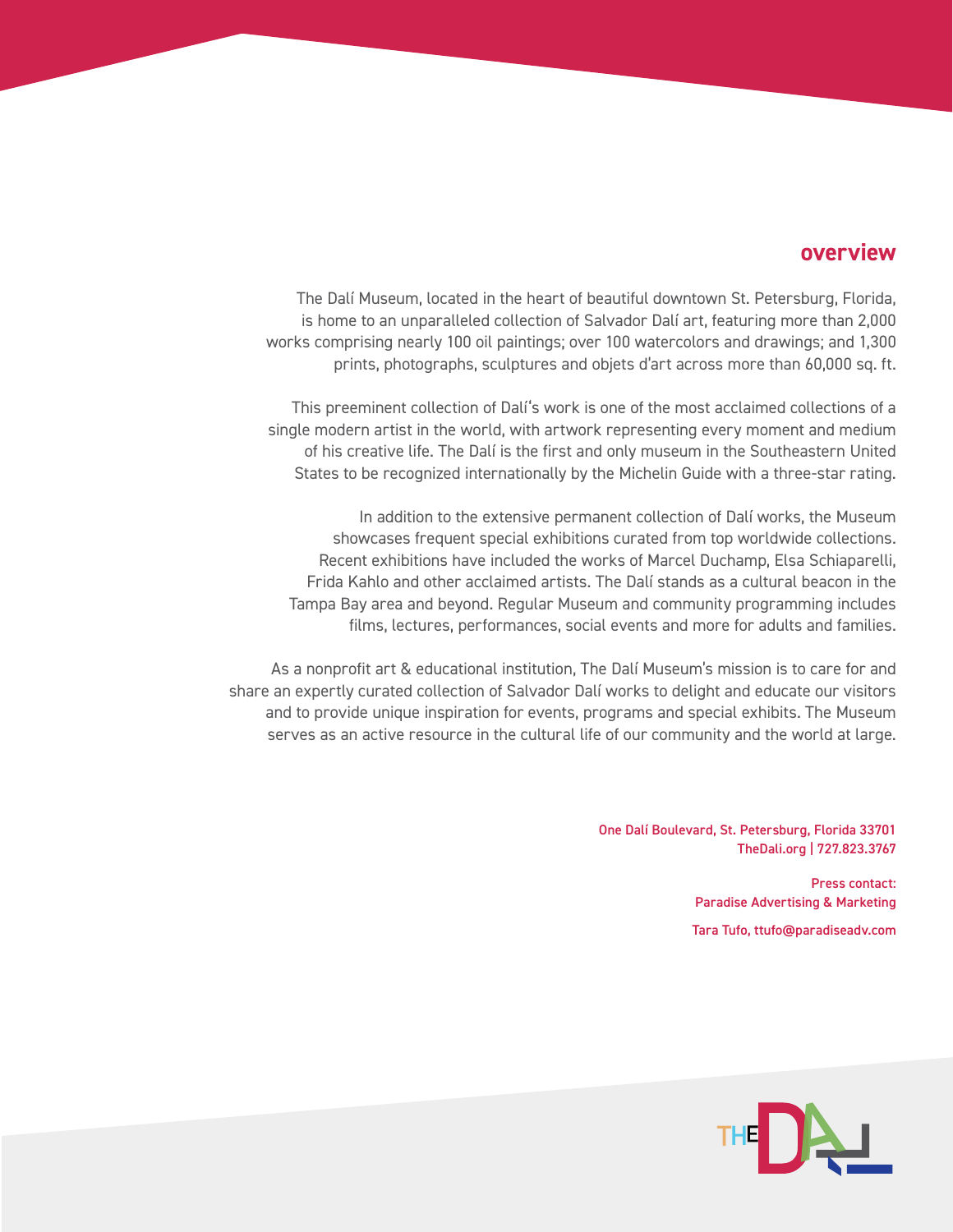## overview

The Dalí Museum, located in the heart of beautiful downtown St. Petersburg, Florida, is home to an unparalleled collection of Salvador Dalí art, featuring more than 2,000 works comprising nearly 100 oil paintings; over 100 watercolors and drawings; and 1,300 prints, photographs, sculptures and objets d'art across more than 60,000 sq. ft.

This preeminent collection of Dalí's work is one of the most acclaimed collections of a single modern artist in the world, with artwork representing every moment and medium of his creative life. The Dalí is the first and only museum in the Southeastern United States to be recognized internationally by the Michelin Guide with a three-star rating.

In addition to the extensive permanent collection of Dalí works, the Museum showcases frequent special exhibitions curated from top worldwide collections. Recent exhibitions have included the works of Marcel Duchamp, Elsa Schiaparelli, Frida Kahlo and other acclaimed artists. The Dalí stands as a cultural beacon in the Tampa Bay area and beyond. Regular Museum and community programming includes films, lectures, performances, social events and more for adults and families.

As a nonprofit art & educational institution, The Dalí Museum's mission is to care for and share an expertly curated collection of Salvador Dalí works to delight and educate our visitors and to provide unique inspiration for events, programs and special exhibits. The Museum serves as an active resource in the cultural life of our community and the world at large.

One Dalí Boulevard, St. Petersburg, Florida 33701
TheDali.org | 727.823.3767

Press contact:
Paradise Advertising & Marketing

Tara Tufo, ttufo@paradiseadv.com

THE DALI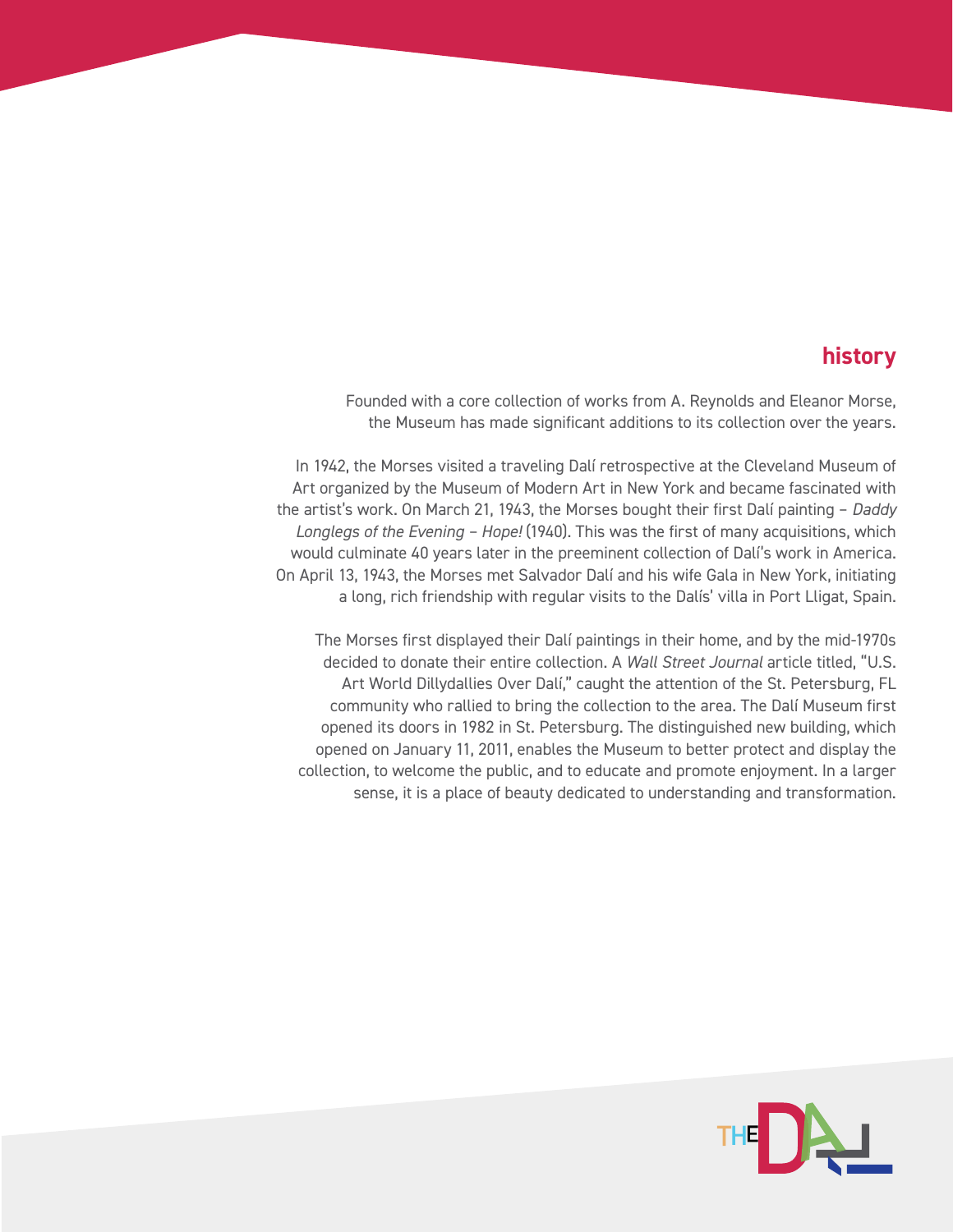## history

Founded with a core collection of works from A. Reynolds and Eleanor Morse, the Museum has made significant additions to its collection over the years.

In 1942, the Morses visited a traveling Dalí retrospective at the Cleveland Museum of Art organized by the Museum of Modern Art in New York and became fascinated with the artist's work. On March 21, 1943, the Morses bought their first Dalí painting – *Daddy Longlegs of the Evening – Hope!* (1940). This was the first of many acquisitions, which would culminate 40 years later in the preeminent collection of Dalí's work in America. On April 13, 1943, the Morses met Salvador Dalí and his wife Gala in New York, initiating a long, rich friendship with regular visits to the Dalís' villa in Port Lligat, Spain.

The Morses first displayed their Dalí paintings in their home, and by the mid-1970s decided to donate their entire collection. A *Wall Street Journal* article titled, "U.S. Art World Dillydallies Over Dalí," caught the attention of the St. Petersburg, FL community who rallied to bring the collection to the area. The Dalí Museum first opened its doors in 1982 in St. Petersburg. The distinguished new building, which opened on January 11, 2011, enables the Museum to better protect and display the collection, to welcome the public, and to educate and promote enjoyment. In a larger sense, it is a place of beauty dedicated to understanding and transformation.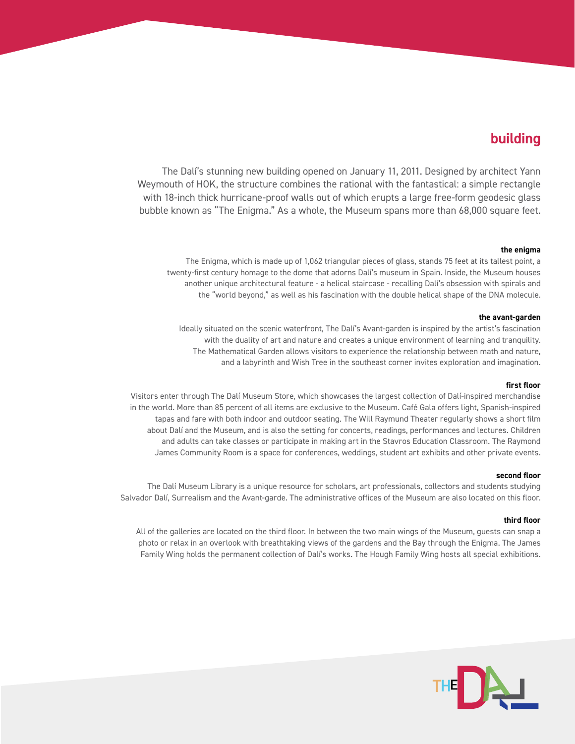# building

The Dalí's stunning new building opened on January 11, 2011. Designed by architect Yann Weymouth of HOK, the structure combines the rational with the fantastical: a simple rectangle with 18-inch thick hurricane-proof walls out of which erupts a large free-form geodesic glass bubble known as "The Enigma." As a whole, the Museum spans more than 68,000 square feet.

### the enigma

The Enigma, which is made up of 1,062 triangular pieces of glass, stands 75 feet at its tallest point, a twenty-first century homage to the dome that adorns Dalí's museum in Spain. Inside, the Museum houses another unique architectural feature - a helical staircase - recalling Dalí's obsession with spirals and the "world beyond," as well as his fascination with the double helical shape of the DNA molecule.

### the avant-garden

Ideally situated on the scenic waterfront, The Dalí's Avant-garden is inspired by the artist's fascination with the duality of art and nature and creates a unique environment of learning and tranquility. The Mathematical Garden allows visitors to experience the relationship between math and nature, and a labyrinth and Wish Tree in the southeast corner invites exploration and imagination.

### first floor

Visitors enter through The Dalí Museum Store, which showcases the largest collection of Dalí-inspired merchandise in the world. More than 85 percent of all items are exclusive to the Museum. Café Gala offers light, Spanish-inspired tapas and fare with both indoor and outdoor seating. The Will Raymund Theater regularly shows a short film about Dalí and the Museum, and is also the setting for concerts, readings, performances and lectures. Children and adults can take classes or participate in making art in the Stavros Education Classroom. The Raymond James Community Room is a space for conferences, weddings, student art exhibits and other private events.

### second floor

The Dalí Museum Library is a unique resource for scholars, art professionals, collectors and students studying Salvador Dalí, Surrealism and the Avant-garde. The administrative offices of the Museum are also located on this floor.

### third floor

All of the galleries are located on the third floor. In between the two main wings of the Museum, guests can snap a photo or relax in an overlook with breathtaking views of the gardens and the Bay through the Enigma. The James Family Wing holds the permanent collection of Dalí's works. The Hough Family Wing hosts all special exhibitions.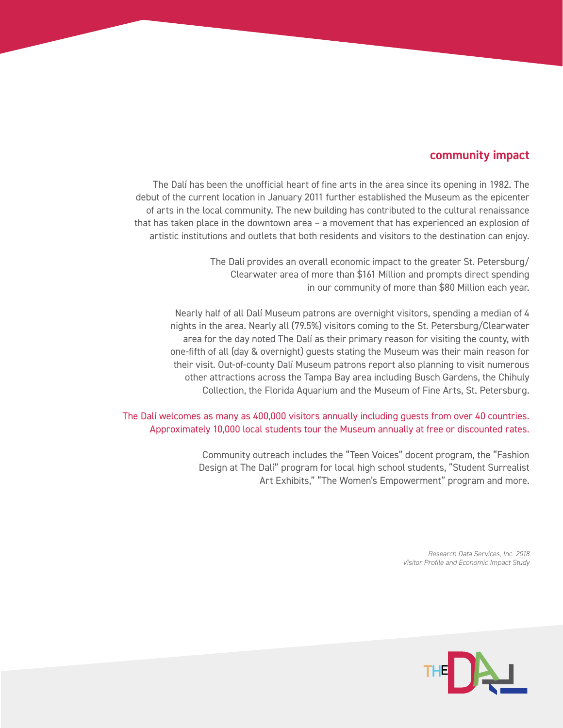## community impact

The Dalí has been the unofficial heart of fine arts in the area since its opening in 1982. The debut of the current location in January 2011 further established the Museum as the epicenter of arts in the local community. The new building has contributed to the cultural renaissance that has taken place in the downtown area – a movement that has experienced an explosion of artistic institutions and outlets that both residents and visitors to the destination can enjoy.

The Dalí provides an overall economic impact to the greater St. Petersburg/Clearwater area of more than $161 Million and prompts direct spending in our community of more than $80 Million each year.

Nearly half of all Dalí Museum patrons are overnight visitors, spending a median of 4 nights in the area. Nearly all (79.5%) visitors coming to the St. Petersburg/Clearwater area for the day noted The Dalí as their primary reason for visiting the county, with one-fifth of all (day & overnight) guests stating the Museum was their main reason for their visit. Out-of-county Dalí Museum patrons report also planning to visit numerous other attractions across the Tampa Bay area including Busch Gardens, the Chihuly Collection, the Florida Aquarium and the Museum of Fine Arts, St. Petersburg.

The Dalí welcomes as many as 400,000 visitors annually including guests from over 40 countries. Approximately 10,000 local students tour the Museum annually at free or discounted rates.

Community outreach includes the "Teen Voices" docent program, the "Fashion Design at The Dalí" program for local high school students, "Student Surrealist Art Exhibits," "The Women's Empowerment" program and more.

*Research Data Services, Inc. 2018*
*Visitor Profile and Economic Impact Study*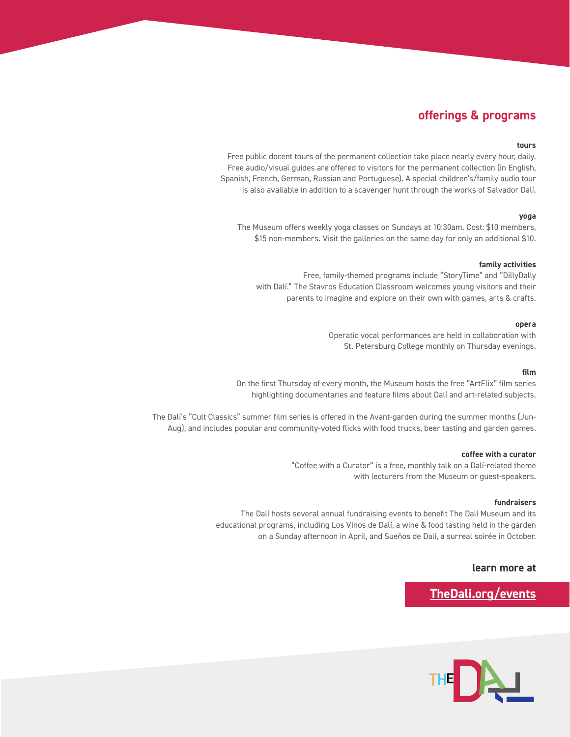## offerings & programs

### tours

Free public docent tours of the permanent collection take place nearly every hour, daily. Free audio/visual guides are offered to visitors for the permanent collection (in English, Spanish, French, German, Russian and Portuguese). A special children's/family audio tour is also available in addition to a scavenger hunt through the works of Salvador Dalí.

### yoga

The Museum offers weekly yoga classes on Sundays at 10:30am. Cost: $10 members, $15 non-members. Visit the galleries on the same day for only an additional $10.

### family activities

Free, family-themed programs include "StoryTime" and "DillyDally with Dalí." The Stavros Education Classroom welcomes young visitors and their parents to imagine and explore on their own with games, arts & crafts.

### opera

Operatic vocal performances are held in collaboration with St. Petersburg College monthly on Thursday evenings.

### film

On the first Thursday of every month, the Museum hosts the free "ArtFlix" film series highlighting documentaries and feature films about Dalí and art-related subjects.

The Dalí's "Cult Classics" summer film series is offered in the Avant-garden during the summer months (Jun-Aug), and includes popular and community-voted flicks with food trucks, beer tasting and garden games.

### coffee with a curator

"Coffee with a Curator" is a free, monthly talk on a Dalí-related theme with lecturers from the Museum or guest-speakers.

### fundraisers

The Dalí hosts several annual fundraising events to benefit The Dalí Museum and its educational programs, including Los Vinos de Dalí, a wine & food tasting held in the garden on a Sunday afternoon in April, and Sueños de Dalí, a surreal soirée in October.

**learn more at**

**TheDali.org/events**

THE DALI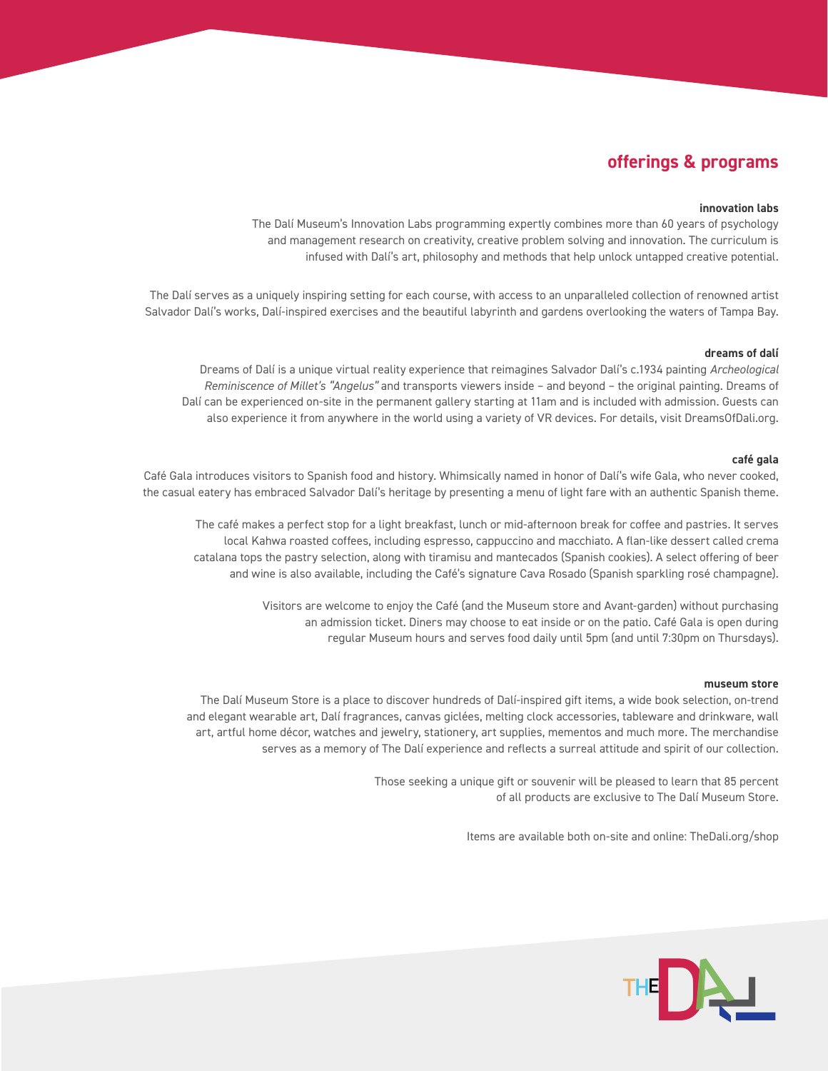## offerings & programs

### innovation labs

The Dalí Museum's Innovation Labs programming expertly combines more than 60 years of psychology and management research on creativity, creative problem solving and innovation. The curriculum is infused with Dalí's art, philosophy and methods that help unlock untapped creative potential.

The Dalí serves as a uniquely inspiring setting for each course, with access to an unparalleled collection of renowned artist Salvador Dalí's works, Dalí-inspired exercises and the beautiful labyrinth and gardens overlooking the waters of Tampa Bay.

### dreams of dalí

Dreams of Dalí is a unique virtual reality experience that reimagines Salvador Dalí's c.1934 painting *Archeological Reminiscence of Millet's "Angelus"* and transports viewers inside – and beyond – the original painting. Dreams of Dalí can be experienced on-site in the permanent gallery starting at 11am and is included with admission. Guests can also experience it from anywhere in the world using a variety of VR devices. For details, visit DreamsOfDali.org.

### café gala

Café Gala introduces visitors to Spanish food and history. Whimsically named in honor of Dalí's wife Gala, who never cooked, the casual eatery has embraced Salvador Dalí's heritage by presenting a menu of light fare with an authentic Spanish theme.

The café makes a perfect stop for a light breakfast, lunch or mid-afternoon break for coffee and pastries. It serves local Kahwa roasted coffees, including espresso, cappuccino and macchiato. A flan-like dessert called crema catalana tops the pastry selection, along with tiramisu and mantecados (Spanish cookies). A select offering of beer and wine is also available, including the Café's signature Cava Rosado (Spanish sparkling rosé champagne).

Visitors are welcome to enjoy the Café (and the Museum store and Avant-garden) without purchasing an admission ticket. Diners may choose to eat inside or on the patio. Café Gala is open during regular Museum hours and serves food daily until 5pm (and until 7:30pm on Thursdays).

### museum store

The Dalí Museum Store is a place to discover hundreds of Dalí-inspired gift items, a wide book selection, on-trend and elegant wearable art, Dalí fragrances, canvas giclées, melting clock accessories, tableware and drinkware, wall art, artful home décor, watches and jewelry, stationery, art supplies, mementos and much more. The merchandise serves as a memory of The Dalí experience and reflects a surreal attitude and spirit of our collection.

Those seeking a unique gift or souvenir will be pleased to learn that 85 percent of all products are exclusive to The Dalí Museum Store.

Items are available both on-site and online: TheDali.org/shop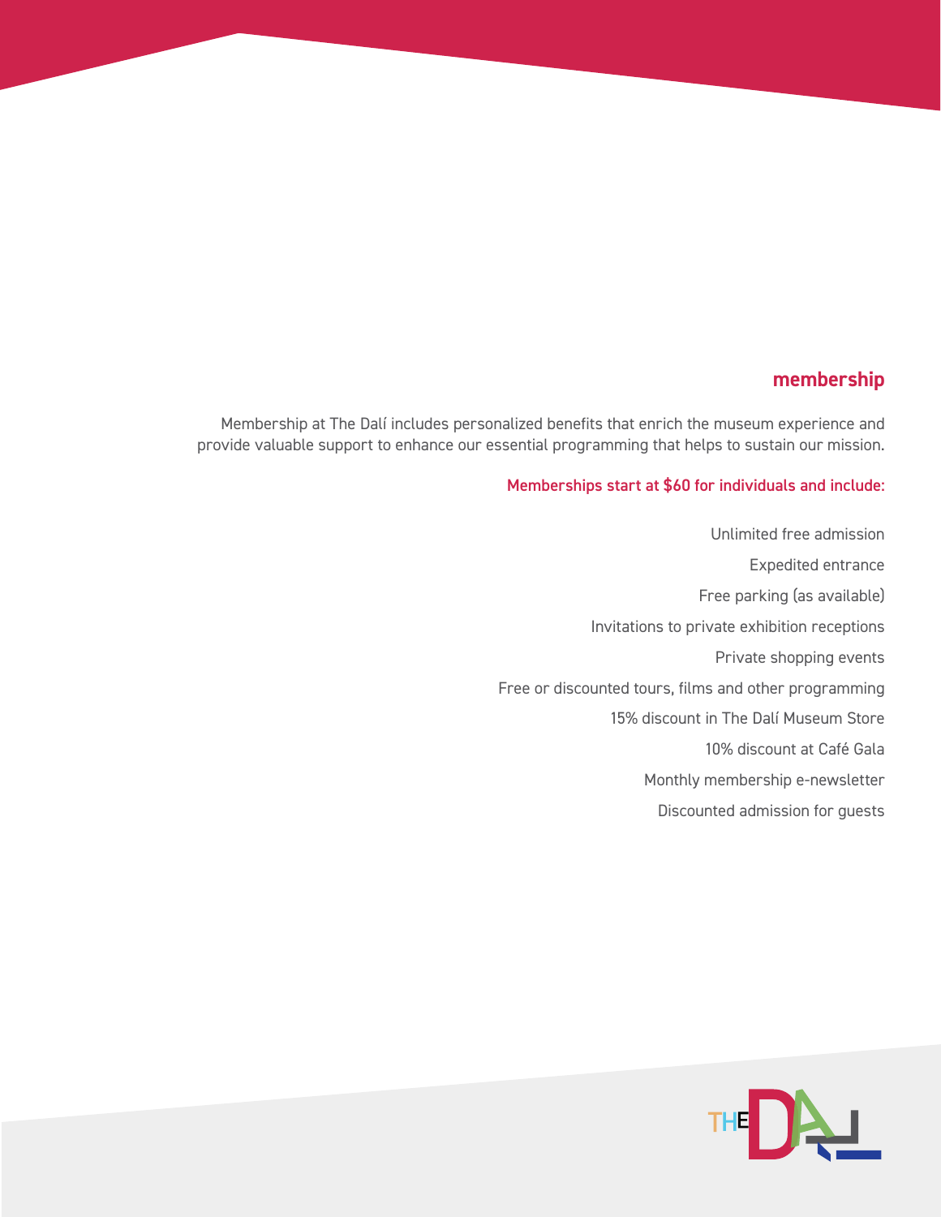## membership

Membership at The Dalí includes personalized benefits that enrich the museum experience and provide valuable support to enhance our essential programming that helps to sustain our mission.

**Memberships start at $60 for individuals and include:**

- Unlimited free admission
- Expedited entrance
- Free parking (as available)
- Invitations to private exhibition receptions
- Private shopping events
- Free or discounted tours, films and other programming
- 15% discount in The Dalí Museum Store
- 10% discount at Café Gala
- Monthly membership e-newsletter
- Discounted admission for guests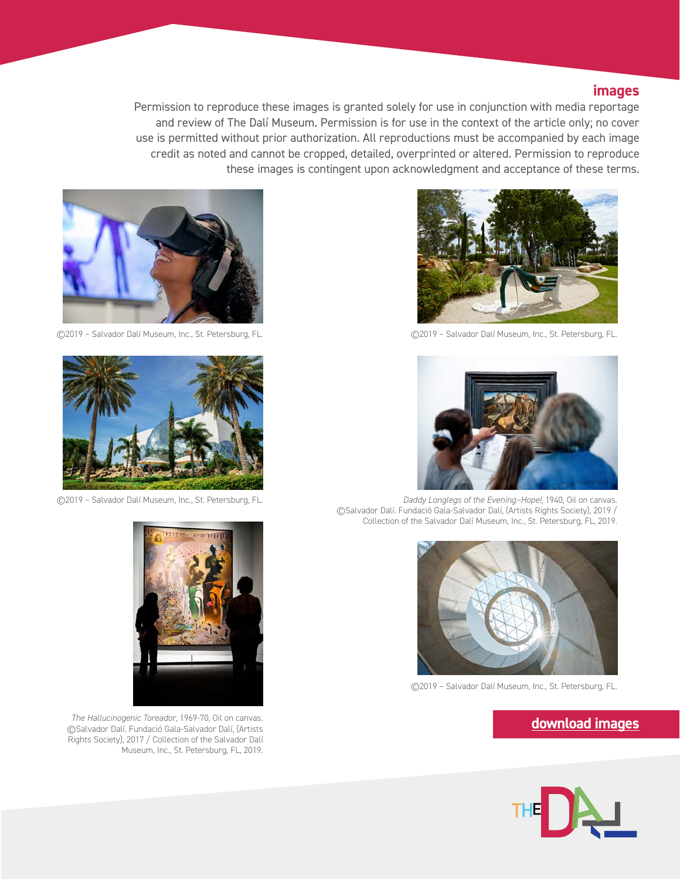## images

Permission to reproduce these images is granted solely for use in conjunction with media reportage and review of The Dalí Museum. Permission is for use in the context of the article only; no cover use is permitted without prior authorization. All reproductions must be accompanied by each image credit as noted and cannot be cropped, detailed, overprinted or altered. Permission to reproduce these images is contingent upon acknowledgment and acceptance of these terms.

©2019 – Salvador Dalí Museum, Inc., St. Petersburg, FL.

©2019 – Salvador Dalí Museum, Inc., St. Petersburg, FL.

©2019 – Salvador Dalí Museum, Inc., St. Petersburg, FL.

*Daddy Longlegs of the Evening–Hope!*, 1940, Oil on canvas. ©Salvador Dalí. Fundació Gala-Salvador Dalí, (Artists Rights Society), 2019 / Collection of the Salvador Dalí Museum, Inc., St. Petersburg, FL, 2019.

*The Hallucinogenic Toreador*, 1969-70, Oil on canvas. ©Salvador Dalí. Fundació Gala-Salvador Dalí, (Artists Rights Society), 2017 / Collection of the Salvador Dalí Museum, Inc., St. Petersburg, FL, 2019.

©2019 – Salvador Dalí Museum, Inc., St. Petersburg, FL.

**download images**